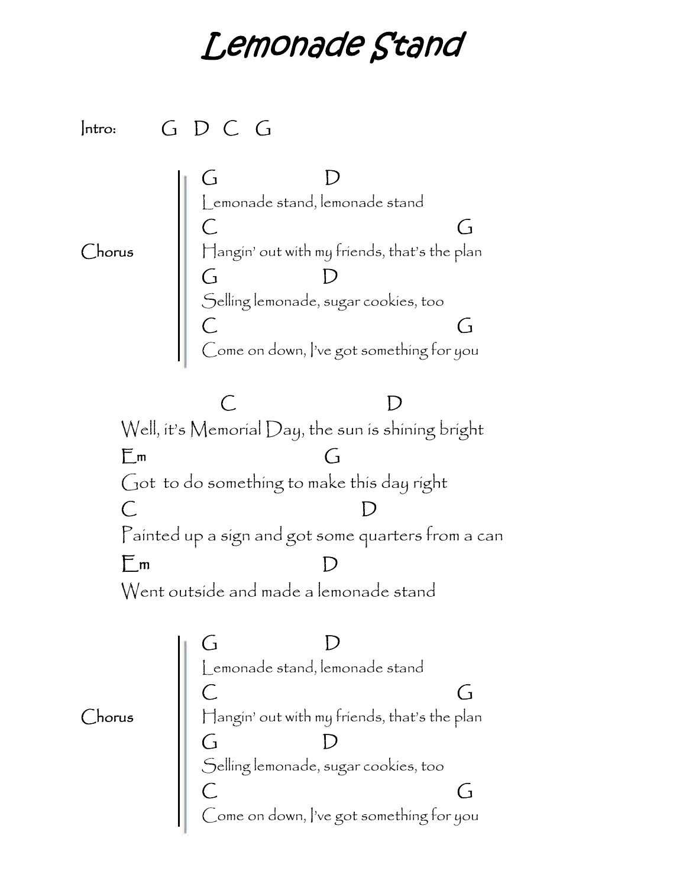# Lemonade Stand

Intro: G D C G

**Chorus**

```
G                D
Lemonade stand, lemonade stand
C                                  G
Hangin' out with my friends, that's the plan
G                D
Selling lemonade, sugar cookies, too
C                                  G
Come on down, I've got something for you
```

```
            C                       D
Well, it's Memorial Day, the sun is shining bright
Em                         G
Got  to do something to make this day right
C                               D
Painted up a sign and got some quarters from a can
Em                         D
Went outside and made a lemonade stand
```

**Chorus**

```
G                D
Lemonade stand, lemonade stand
C                                  G
Hangin' out with my friends, that's the plan
G                D
Selling lemonade, sugar cookies, too
C                                  G
Come on down, I've got something for you
```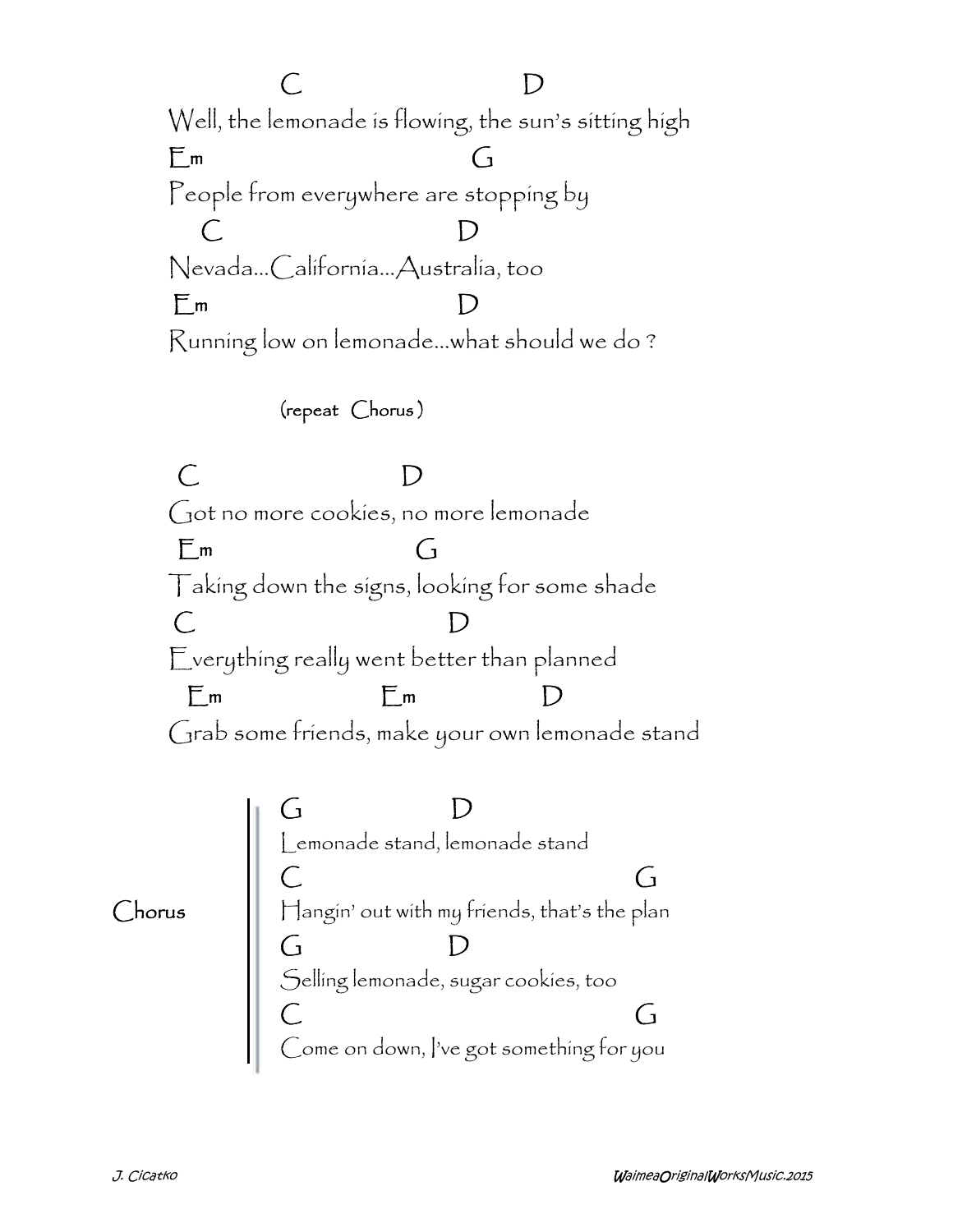```
              C                          D
Well, the lemonade is flowing, the sun's sitting high
Em                          G
People from everywhere are stopping by
  C                        D
Nevada...California...Australia, too
 Em                        D
Running low on lemonade...what should we do ?
```

(repeat Chorus)

```
 C                   D
Got no more cookies, no more lemonade
 Em                    G
Taking down the signs, looking for some shade
 C                        D
Everything really went better than planned
  Em                Em            D
Grab some friends, make your own lemonade stand
```

**Chorus**

```
G               D
Lemonade stand, lemonade stand
C                                   G
Hangin' out with my friends, that's the plan
G               D
Selling lemonade, sugar cookies, too
C                                   G
Come on down, I've got something for you
```